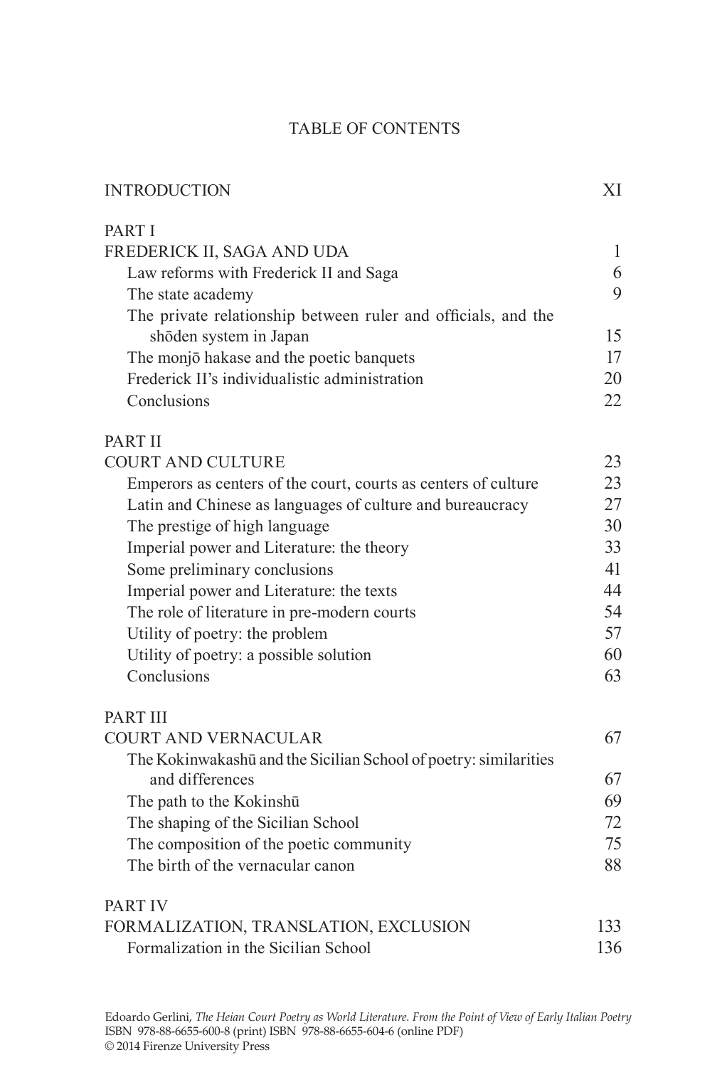# TABLE OF CONTENTS

| | |
|---|---|
| INTRODUCTION | XI |
| PART I | |
| FREDERICK II, SAGA AND UDA | 1 |
| Law reforms with Frederick II and Saga | 6 |
| The state academy | 9 |
| The private relationship between ruler and officials, and the shōden system in Japan | 15 |
| The monjō hakase and the poetic banquets | 17 |
| Frederick II's individualistic administration | 20 |
| Conclusions | 22 |
| PART II | |
| COURT AND CULTURE | 23 |
| Emperors as centers of the court, courts as centers of culture | 23 |
| Latin and Chinese as languages of culture and bureaucracy | 27 |
| The prestige of high language | 30 |
| Imperial power and Literature: the theory | 33 |
| Some preliminary conclusions | 41 |
| Imperial power and Literature: the texts | 44 |
| The role of literature in pre-modern courts | 54 |
| Utility of poetry: the problem | 57 |
| Utility of poetry: a possible solution | 60 |
| Conclusions | 63 |
| PART III | |
| COURT AND VERNACULAR | 67 |
| The Kokinwakashū and the Sicilian School of poetry: similarities and differences | 67 |
| The path to the Kokinshū | 69 |
| The shaping of the Sicilian School | 72 |
| The composition of the poetic community | 75 |
| The birth of the vernacular canon | 88 |
| PART IV | |
| FORMALIZATION, TRANSLATION, EXCLUSION | 133 |
| Formalization in the Sicilian School | 136 |

Edoardo Gerlini, *The Heian Court Poetry as World Literature. From the Point of View of Early Italian Poetry*
ISBN 978-88-6655-600-8 (print) ISBN 978-88-6655-604-6 (online PDF)
© 2014 Firenze University Press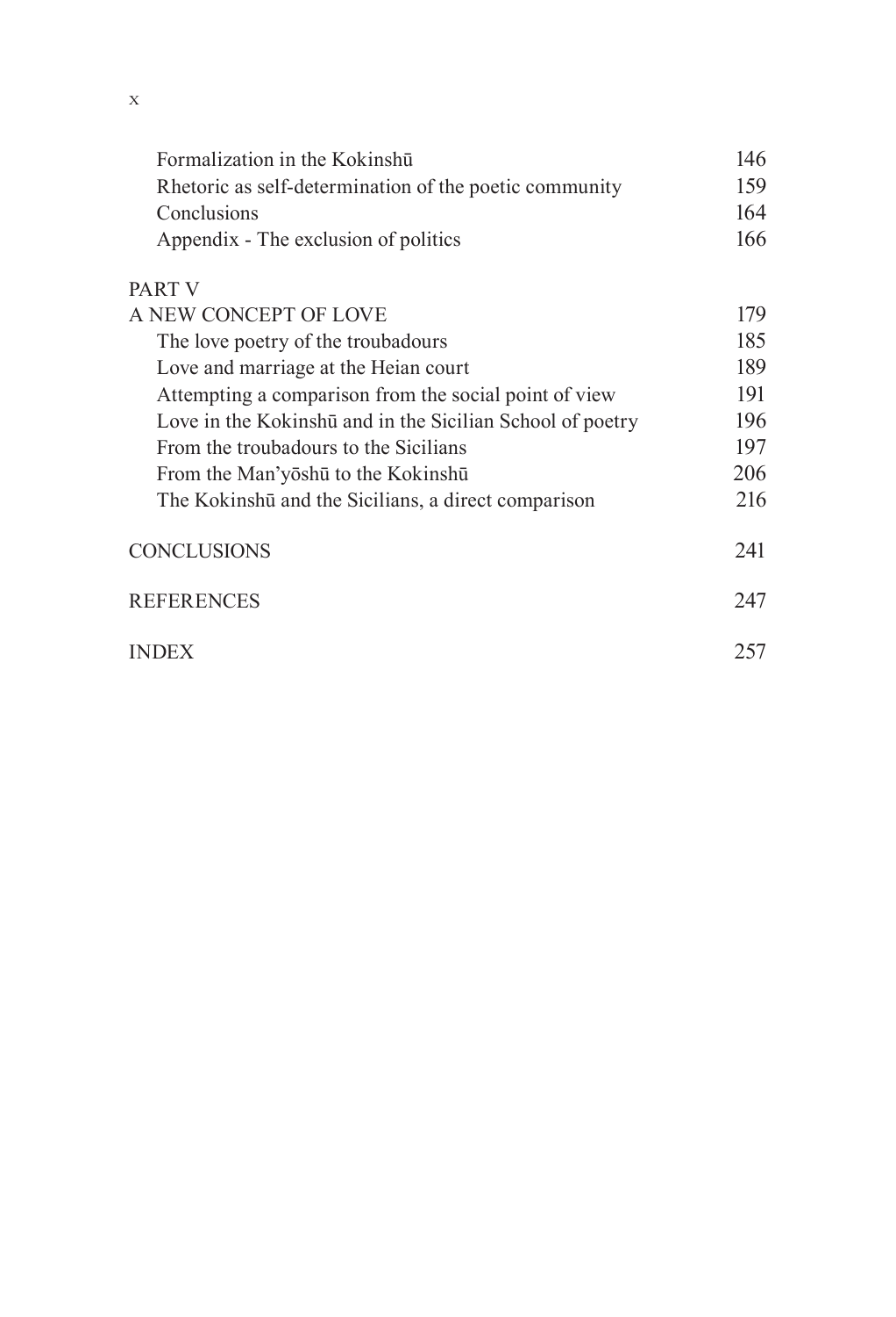| | |
|---|---|
| Formalization in the Kokinshū | 146 |
| Rhetoric as self-determination of the poetic community | 159 |
| Conclusions | 164 |
| Appendix - The exclusion of politics | 166 |
| PART V | |
| A NEW CONCEPT OF LOVE | 179 |
| The love poetry of the troubadours | 185 |
| Love and marriage at the Heian court | 189 |
| Attempting a comparison from the social point of view | 191 |
| Love in the Kokinshū and in the Sicilian School of poetry | 196 |
| From the troubadours to the Sicilians | 197 |
| From the Man'yōshū to the Kokinshū | 206 |
| The Kokinshū and the Sicilians, a direct comparison | 216 |
| CONCLUSIONS | 241 |
| REFERENCES | 247 |
| INDEX | 257 |